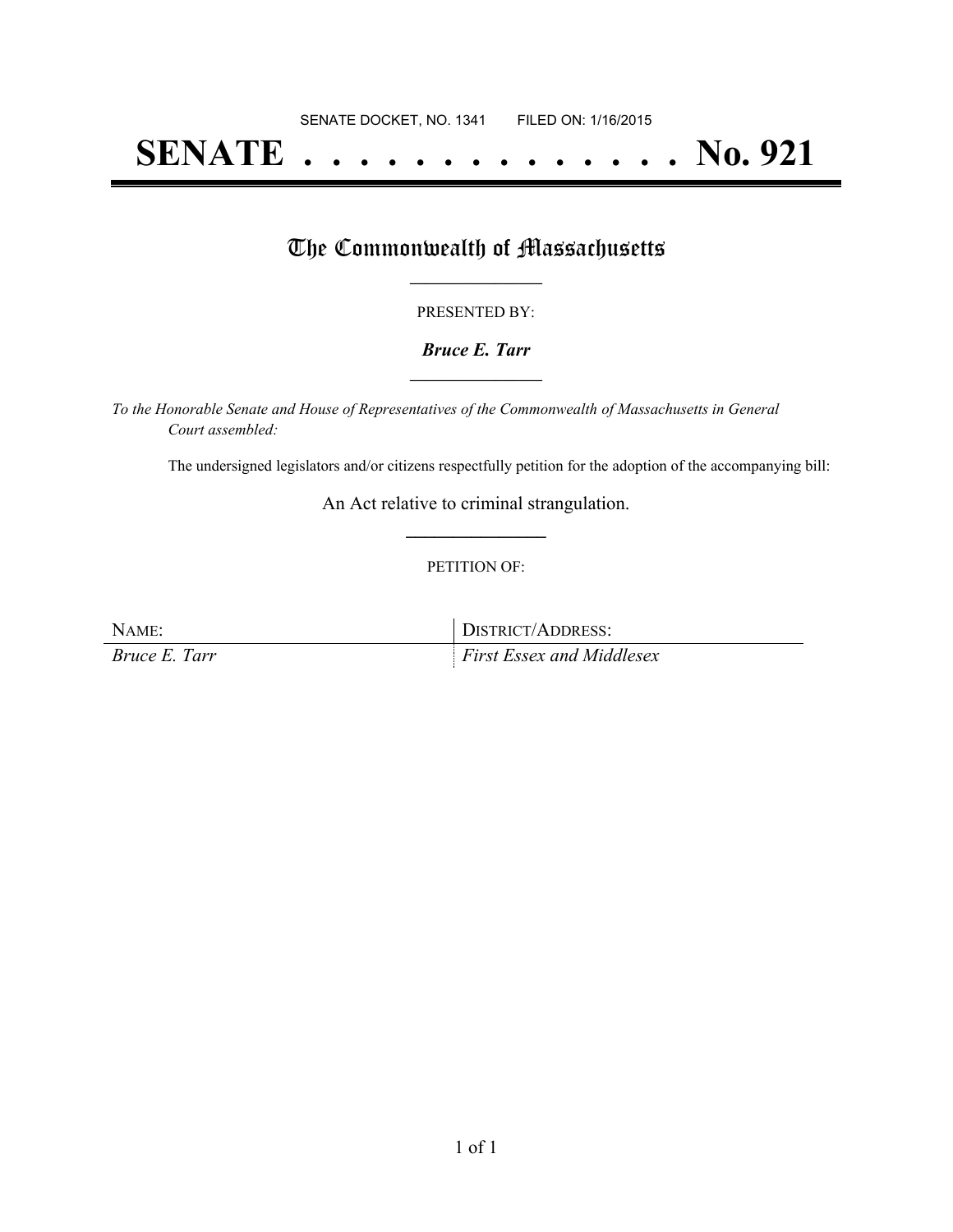SENATE DOCKET, NO. 1341        FILED ON: 1/16/2015

# SENATE . . . . . . . . . . . . . . No. 921

## The Commonwealth of Massachusetts

PRESENTED BY:

***Bruce E. Tarr***

*To the Honorable Senate and House of Representatives of the Commonwealth of Massachusetts in General Court assembled:*

The undersigned legislators and/or citizens respectfully petition for the adoption of the accompanying bill:

An Act relative to criminal strangulation.

PETITION OF:

| NAME: | DISTRICT/ADDRESS: |
|---|---|
| *Bruce E. Tarr* | *First Essex and Middlesex* |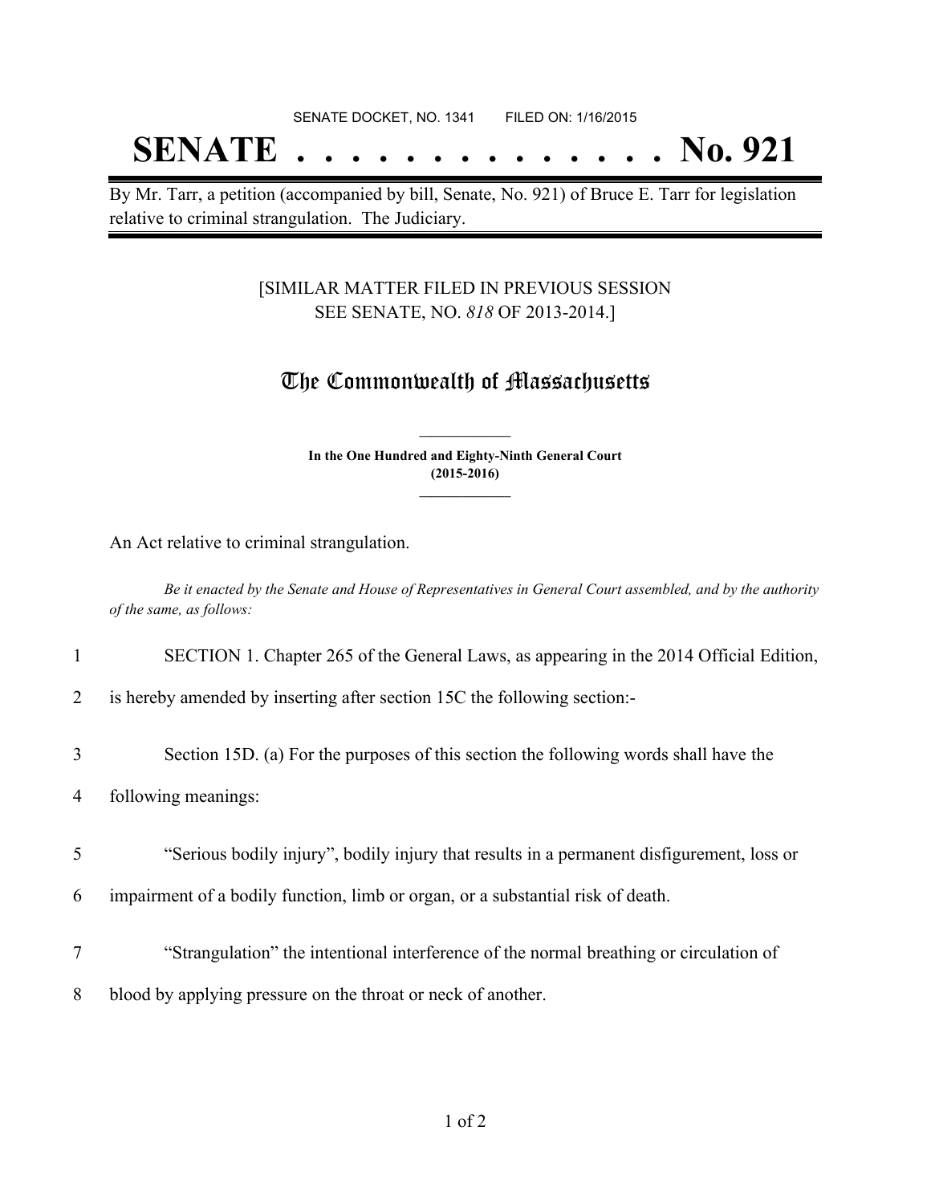SENATE DOCKET, NO. 1341 FILED ON: 1/16/2015

# SENATE . . . . . . . . . . . . . . No. 921

By Mr. Tarr, a petition (accompanied by bill, Senate, No. 921) of Bruce E. Tarr for legislation relative to criminal strangulation. The Judiciary.

[SIMILAR MATTER FILED IN PREVIOUS SESSION SEE SENATE, NO. *818* OF 2013-2014.]

## The Commonwealth of Massachusetts

**In the One Hundred and Eighty-Ninth General Court (2015-2016)**

An Act relative to criminal strangulation.

*Be it enacted by the Senate and House of Representatives in General Court assembled, and by the authority of the same, as follows:*

1 SECTION 1. Chapter 265 of the General Laws, as appearing in the 2014 Official Edition,

2 is hereby amended by inserting after section 15C the following section:-

3 Section 15D. (a) For the purposes of this section the following words shall have the

4 following meanings:

5 "Serious bodily injury", bodily injury that results in a permanent disfigurement, loss or

6 impairment of a bodily function, limb or organ, or a substantial risk of death.

7 "Strangulation" the intentional interference of the normal breathing or circulation of

8 blood by applying pressure on the throat or neck of another.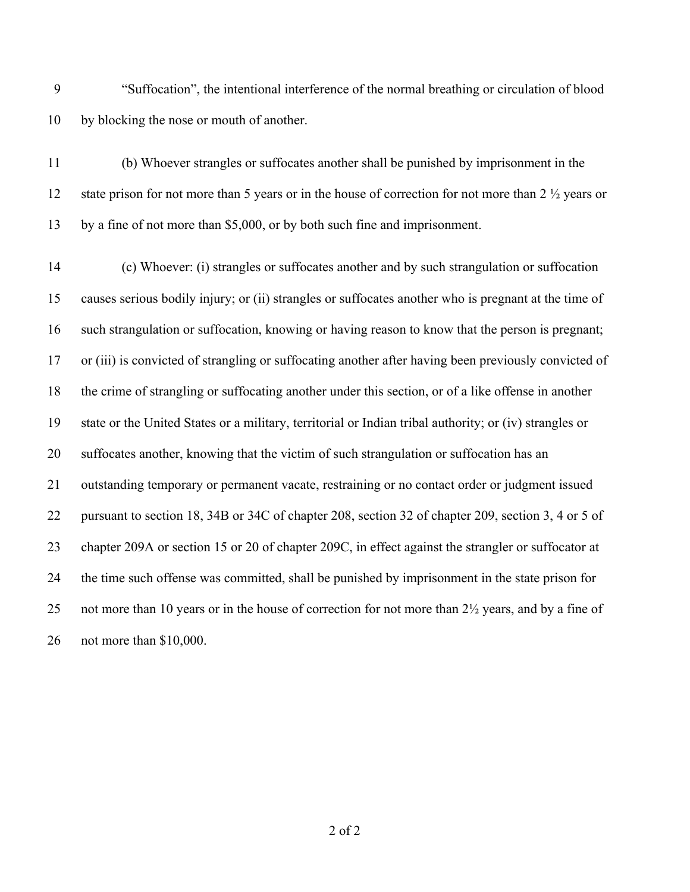"Suffocation", the intentional interference of the normal breathing or circulation of blood by blocking the nose or mouth of another.

(b) Whoever strangles or suffocates another shall be punished by imprisonment in the state prison for not more than 5 years or in the house of correction for not more than 2 ½ years or by a fine of not more than $5,000, or by both such fine and imprisonment.

(c) Whoever: (i) strangles or suffocates another and by such strangulation or suffocation causes serious bodily injury; or (ii) strangles or suffocates another who is pregnant at the time of such strangulation or suffocation, knowing or having reason to know that the person is pregnant; or (iii) is convicted of strangling or suffocating another after having been previously convicted of the crime of strangling or suffocating another under this section, or of a like offense in another state or the United States or a military, territorial or Indian tribal authority; or (iv) strangles or suffocates another, knowing that the victim of such strangulation or suffocation has an outstanding temporary or permanent vacate, restraining or no contact order or judgment issued pursuant to section 18, 34B or 34C of chapter 208, section 32 of chapter 209, section 3, 4 or 5 of chapter 209A or section 15 or 20 of chapter 209C, in effect against the strangler or suffocator at the time such offense was committed, shall be punished by imprisonment in the state prison for not more than 10 years or in the house of correction for not more than 2½ years, and by a fine of not more than $10,000.